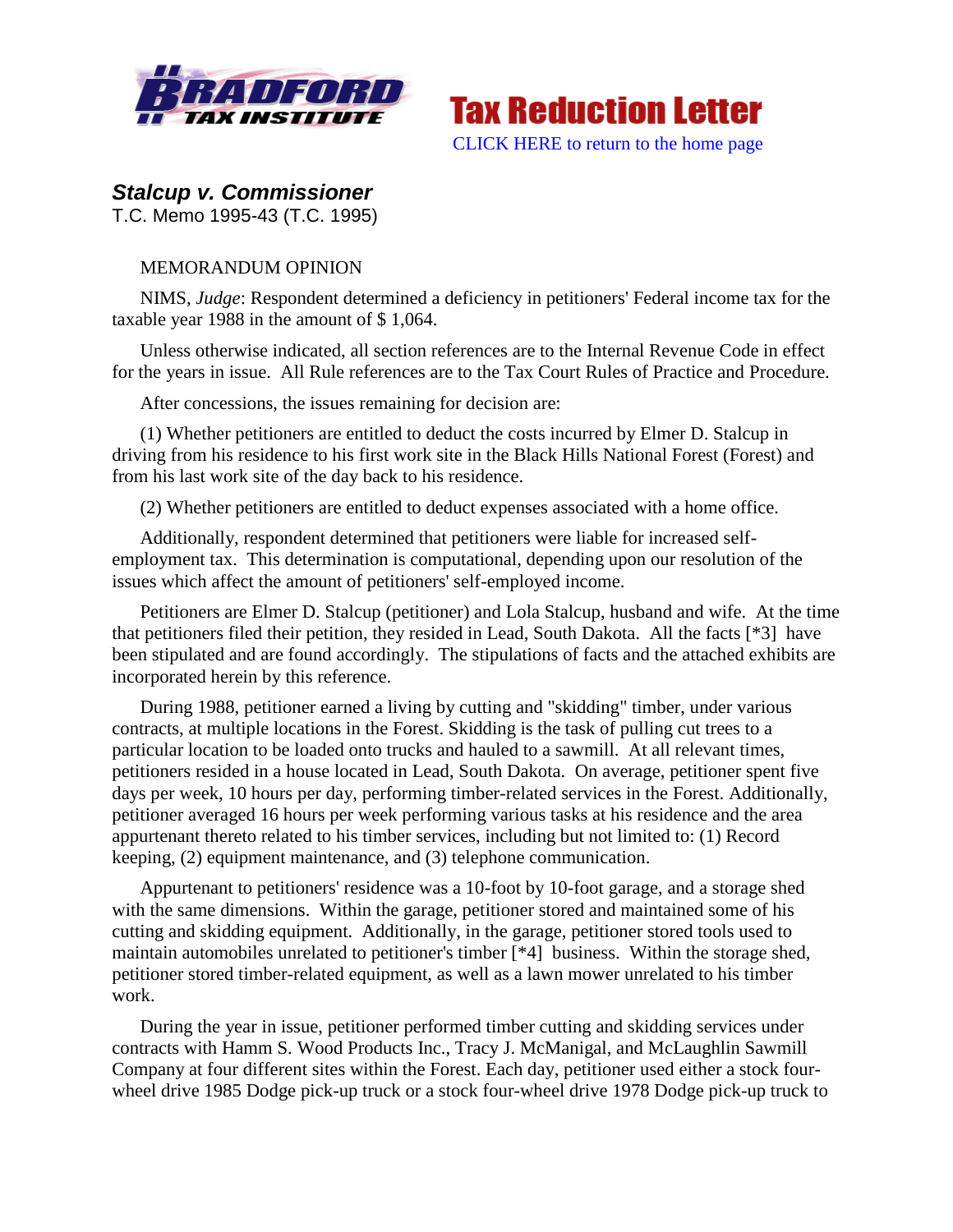Bradford Tax Institute — **Tax Reduction Letter**

CLICK HERE to return to the home page

## *Stalcup v. Commissioner*

T.C. Memo 1995-43 (T.C. 1995)

MEMORANDUM OPINION

NIMS, *Judge*: Respondent determined a deficiency in petitioners' Federal income tax for the taxable year 1988 in the amount of $ 1,064.

Unless otherwise indicated, all section references are to the Internal Revenue Code in effect for the years in issue. All Rule references are to the Tax Court Rules of Practice and Procedure.

After concessions, the issues remaining for decision are:

(1) Whether petitioners are entitled to deduct the costs incurred by Elmer D. Stalcup in driving from his residence to his first work site in the Black Hills National Forest (Forest) and from his last work site of the day back to his residence.

(2) Whether petitioners are entitled to deduct expenses associated with a home office.

Additionally, respondent determined that petitioners were liable for increased self-employment tax. This determination is computational, depending upon our resolution of the issues which affect the amount of petitioners' self-employed income.

Petitioners are Elmer D. Stalcup (petitioner) and Lola Stalcup, husband and wife. At the time that petitioners filed their petition, they resided in Lead, South Dakota. All the facts [*3] have been stipulated and are found accordingly. The stipulations of facts and the attached exhibits are incorporated herein by this reference.

During 1988, petitioner earned a living by cutting and "skidding" timber, under various contracts, at multiple locations in the Forest. Skidding is the task of pulling cut trees to a particular location to be loaded onto trucks and hauled to a sawmill. At all relevant times, petitioners resided in a house located in Lead, South Dakota. On average, petitioner spent five days per week, 10 hours per day, performing timber-related services in the Forest. Additionally, petitioner averaged 16 hours per week performing various tasks at his residence and the area appurtenant thereto related to his timber services, including but not limited to: (1) Record keeping, (2) equipment maintenance, and (3) telephone communication.

Appurtenant to petitioners' residence was a 10-foot by 10-foot garage, and a storage shed with the same dimensions. Within the garage, petitioner stored and maintained some of his cutting and skidding equipment. Additionally, in the garage, petitioner stored tools used to maintain automobiles unrelated to petitioner's timber [*4] business. Within the storage shed, petitioner stored timber-related equipment, as well as a lawn mower unrelated to his timber work.

During the year in issue, petitioner performed timber cutting and skidding services under contracts with Hamm S. Wood Products Inc., Tracy J. McManigal, and McLaughlin Sawmill Company at four different sites within the Forest. Each day, petitioner used either a stock four-wheel drive 1985 Dodge pick-up truck or a stock four-wheel drive 1978 Dodge pick-up truck to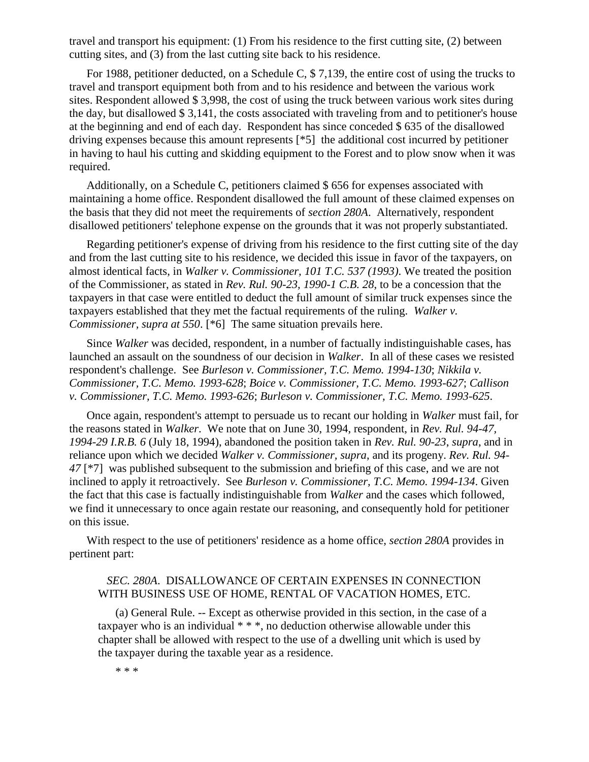travel and transport his equipment: (1) From his residence to the first cutting site, (2) between cutting sites, and (3) from the last cutting site back to his residence.

For 1988, petitioner deducted, on a Schedule C, $ 7,139, the entire cost of using the trucks to travel and transport equipment both from and to his residence and between the various work sites. Respondent allowed $ 3,998, the cost of using the truck between various work sites during the day, but disallowed $ 3,141, the costs associated with traveling from and to petitioner's house at the beginning and end of each day. Respondent has since conceded $ 635 of the disallowed driving expenses because this amount represents [*5] the additional cost incurred by petitioner in having to haul his cutting and skidding equipment to the Forest and to plow snow when it was required.

Additionally, on a Schedule C, petitioners claimed $ 656 for expenses associated with maintaining a home office. Respondent disallowed the full amount of these claimed expenses on the basis that they did not meet the requirements of *section 280A*. Alternatively, respondent disallowed petitioners' telephone expense on the grounds that it was not properly substantiated.

Regarding petitioner's expense of driving from his residence to the first cutting site of the day and from the last cutting site to his residence, we decided this issue in favor of the taxpayers, on almost identical facts, in *Walker v. Commissioner, 101 T.C. 537 (1993)*. We treated the position of the Commissioner, as stated in *Rev. Rul. 90-23, 1990-1 C.B. 28*, to be a concession that the taxpayers in that case were entitled to deduct the full amount of similar truck expenses since the taxpayers established that they met the factual requirements of the ruling. *Walker v. Commissioner, supra at 550*. [*6] The same situation prevails here.

Since *Walker* was decided, respondent, in a number of factually indistinguishable cases, has launched an assault on the soundness of our decision in *Walker*. In all of these cases we resisted respondent's challenge. See *Burleson v. Commissioner, T.C. Memo. 1994-130*; *Nikkila v. Commissioner, T.C. Memo. 1993-628*; *Boice v. Commissioner, T.C. Memo. 1993-627*; *Callison v. Commissioner, T.C. Memo. 1993-626*; *Burleson v. Commissioner, T.C. Memo. 1993-625*.

Once again, respondent's attempt to persuade us to recant our holding in *Walker* must fail, for the reasons stated in *Walker*. We note that on June 30, 1994, respondent, in *Rev. Rul. 94-47, 1994-29 I.R.B. 6* (July 18, 1994), abandoned the position taken in *Rev. Rul. 90-23, supra*, and in reliance upon which we decided *Walker v. Commissioner, supra*, and its progeny. *Rev. Rul. 94-47* [*7] was published subsequent to the submission and briefing of this case, and we are not inclined to apply it retroactively. See *Burleson v. Commissioner, T.C. Memo. 1994-134*. Given the fact that this case is factually indistinguishable from *Walker* and the cases which followed, we find it unnecessary to once again restate our reasoning, and consequently hold for petitioner on this issue.

With respect to the use of petitioners' residence as a home office, *section 280A* provides in pertinent part:

> *SEC. 280A.* DISALLOWANCE OF CERTAIN EXPENSES IN CONNECTION WITH BUSINESS USE OF HOME, RENTAL OF VACATION HOMES, ETC.
>
> (a) General Rule. -- Except as otherwise provided in this section, in the case of a taxpayer who is an individual * * *, no deduction otherwise allowable under this chapter shall be allowed with respect to the use of a dwelling unit which is used by the taxpayer during the taxable year as a residence.
>
> * * *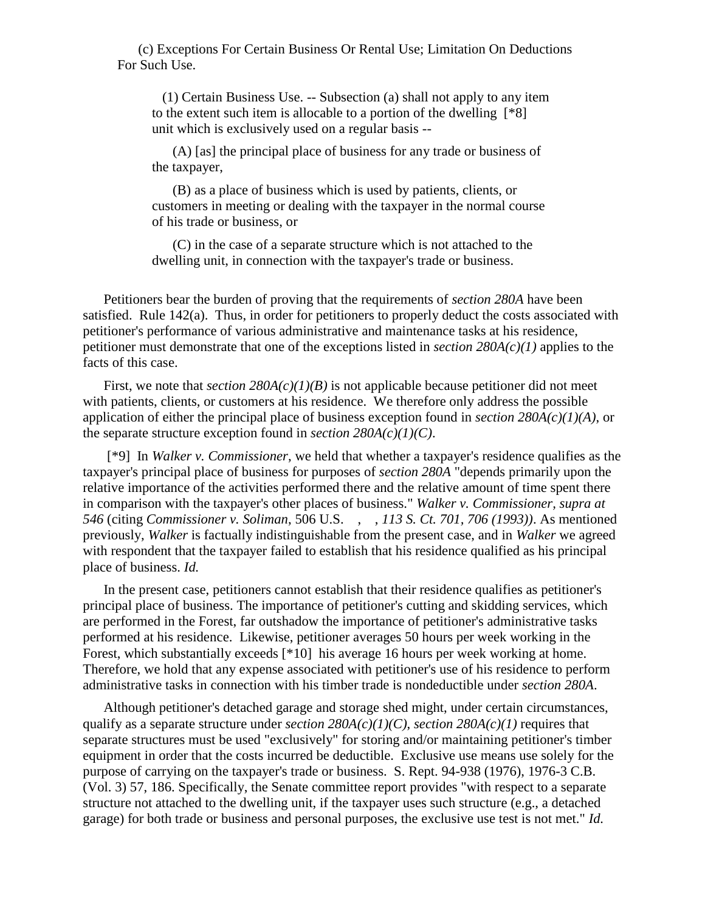(c) Exceptions For Certain Business Or Rental Use; Limitation On Deductions For Such Use.

(1) Certain Business Use. -- Subsection (a) shall not apply to any item to the extent such item is allocable to a portion of the dwelling [*8] unit which is exclusively used on a regular basis --

(A) [as] the principal place of business for any trade or business of the taxpayer,

(B) as a place of business which is used by patients, clients, or customers in meeting or dealing with the taxpayer in the normal course of his trade or business, or

(C) in the case of a separate structure which is not attached to the dwelling unit, in connection with the taxpayer's trade or business.

Petitioners bear the burden of proving that the requirements of *section 280A* have been satisfied. Rule 142(a). Thus, in order for petitioners to properly deduct the costs associated with petitioner's performance of various administrative and maintenance tasks at his residence, petitioner must demonstrate that one of the exceptions listed in *section 280A(c)(1)* applies to the facts of this case.

First, we note that *section 280A(c)(1)(B)* is not applicable because petitioner did not meet with patients, clients, or customers at his residence. We therefore only address the possible application of either the principal place of business exception found in *section 280A(c)(1)(A)*, or the separate structure exception found in *section 280A(c)(1)(C)*.

[*9] In *Walker v. Commissioner*, we held that whether a taxpayer's residence qualifies as the taxpayer's principal place of business for purposes of *section 280A* "depends primarily upon the relative importance of the activities performed there and the relative amount of time spent there in comparison with the taxpayer's other places of business." *Walker v. Commissioner, supra at 546* (citing *Commissioner v. Soliman*, 506 U.S. , , *113 S. Ct. 701, 706 (1993))*. As mentioned previously, *Walker* is factually indistinguishable from the present case, and in *Walker* we agreed with respondent that the taxpayer failed to establish that his residence qualified as his principal place of business. *Id.*

In the present case, petitioners cannot establish that their residence qualifies as petitioner's principal place of business. The importance of petitioner's cutting and skidding services, which are performed in the Forest, far outshadow the importance of petitioner's administrative tasks performed at his residence. Likewise, petitioner averages 50 hours per week working in the Forest, which substantially exceeds [*10] his average 16 hours per week working at home. Therefore, we hold that any expense associated with petitioner's use of his residence to perform administrative tasks in connection with his timber trade is nondeductible under *section 280A*.

Although petitioner's detached garage and storage shed might, under certain circumstances, qualify as a separate structure under *section 280A(c)(1)(C), section 280A(c)(1)* requires that separate structures must be used "exclusively" for storing and/or maintaining petitioner's timber equipment in order that the costs incurred be deductible. Exclusive use means use solely for the purpose of carrying on the taxpayer's trade or business. S. Rept. 94-938 (1976), 1976-3 C.B. (Vol. 3) 57, 186. Specifically, the Senate committee report provides "with respect to a separate structure not attached to the dwelling unit, if the taxpayer uses such structure (e.g., a detached garage) for both trade or business and personal purposes, the exclusive use test is not met." *Id.*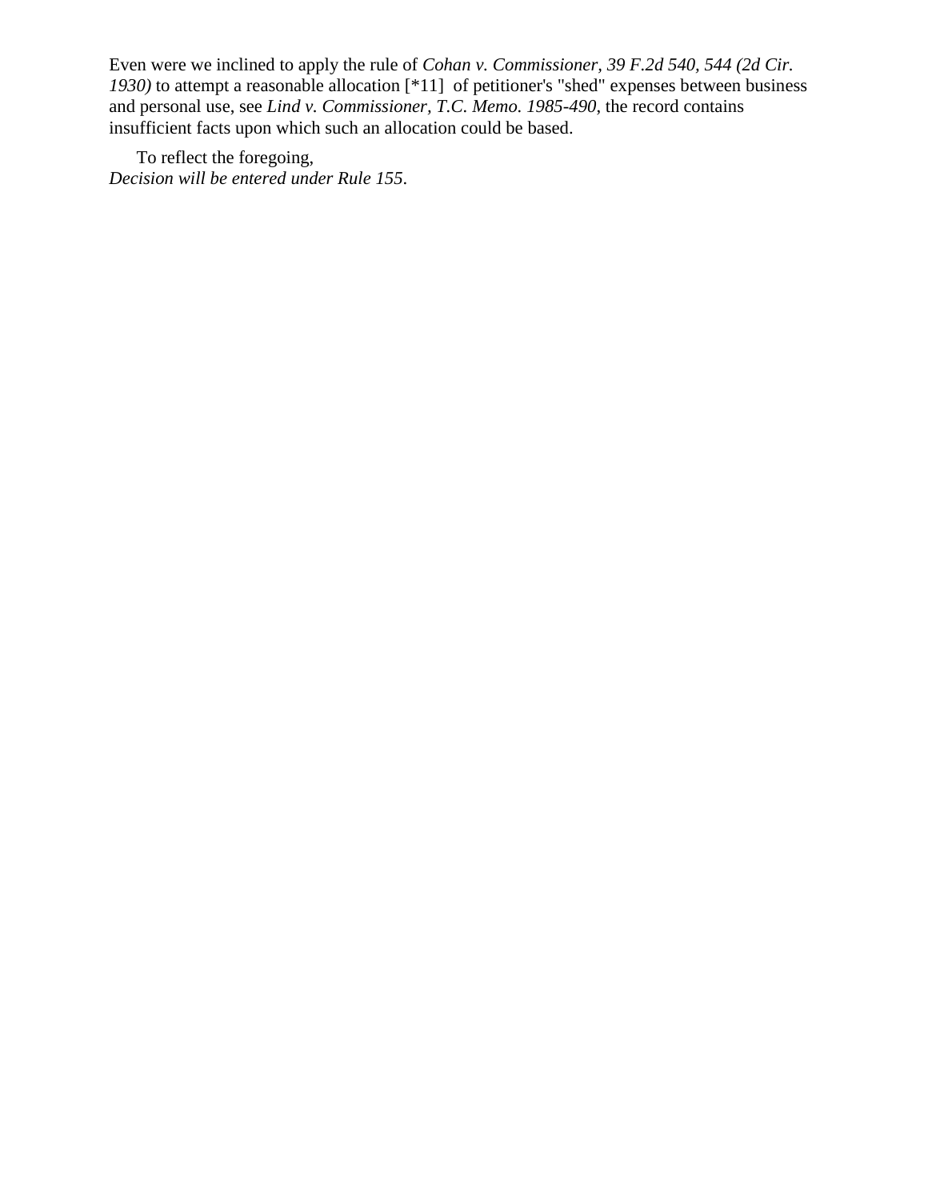Even were we inclined to apply the rule of *Cohan v. Commissioner, 39 F.2d 540, 544 (2d Cir. 1930)* to attempt a reasonable allocation [*11] of petitioner's "shed" expenses between business and personal use, see *Lind v. Commissioner, T.C. Memo. 1985-490*, the record contains insufficient facts upon which such an allocation could be based.

To reflect the foregoing,
*Decision will be entered under Rule 155*.